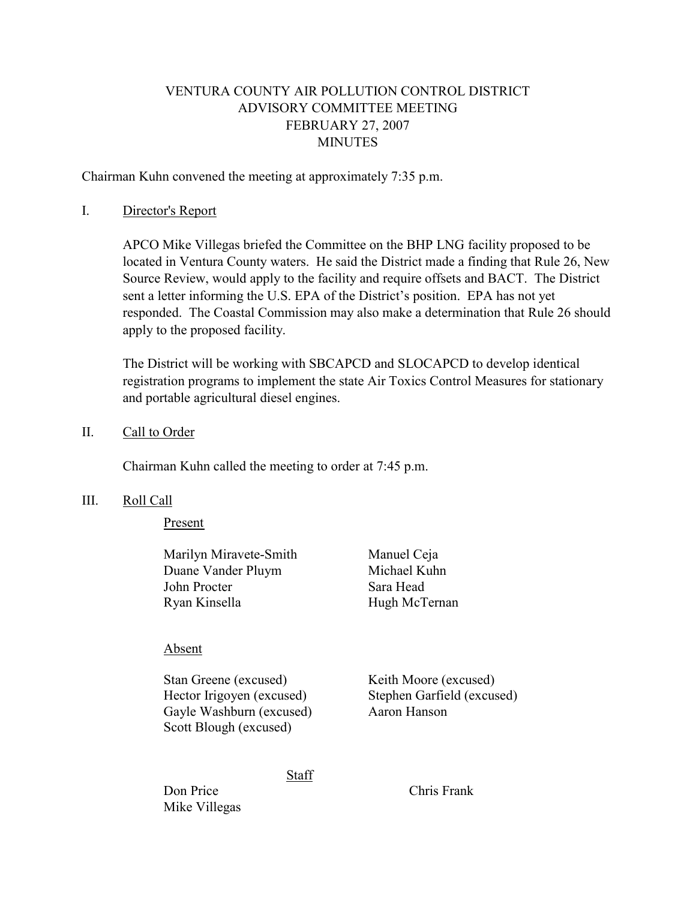# VENTURA COUNTY AIR POLLUTION CONTROL DISTRICT
## ADVISORY COMMITTEE MEETING
## FEBRUARY 27, 2007
## MINUTES

Chairman Kuhn convened the meeting at approximately 7:35 p.m.

I. Director's Report

APCO Mike Villegas briefed the Committee on the BHP LNG facility proposed to be located in Ventura County waters. He said the District made a finding that Rule 26, New Source Review, would apply to the facility and require offsets and BACT. The District sent a letter informing the U.S. EPA of the District's position. EPA has not yet responded. The Coastal Commission may also make a determination that Rule 26 should apply to the proposed facility.

The District will be working with SBCAPCD and SLOCAPCD to develop identical registration programs to implement the state Air Toxics Control Measures for stationary and portable agricultural diesel engines.

II. Call to Order

Chairman Kuhn called the meeting to order at 7:45 p.m.

III. Roll Call

Present

Marilyn Miravete-Smith
Duane Vander Pluym
John Procter
Ryan Kinsella
Manuel Ceja
Michael Kuhn
Sara Head
Hugh McTernan

Absent

Stan Greene (excused)
Hector Irigoyen (excused)
Gayle Washburn (excused)
Scott Blough (excused)
Keith Moore (excused)
Stephen Garfield (excused)
Aaron Hanson

Staff

Don Price
Mike Villegas
Chris Frank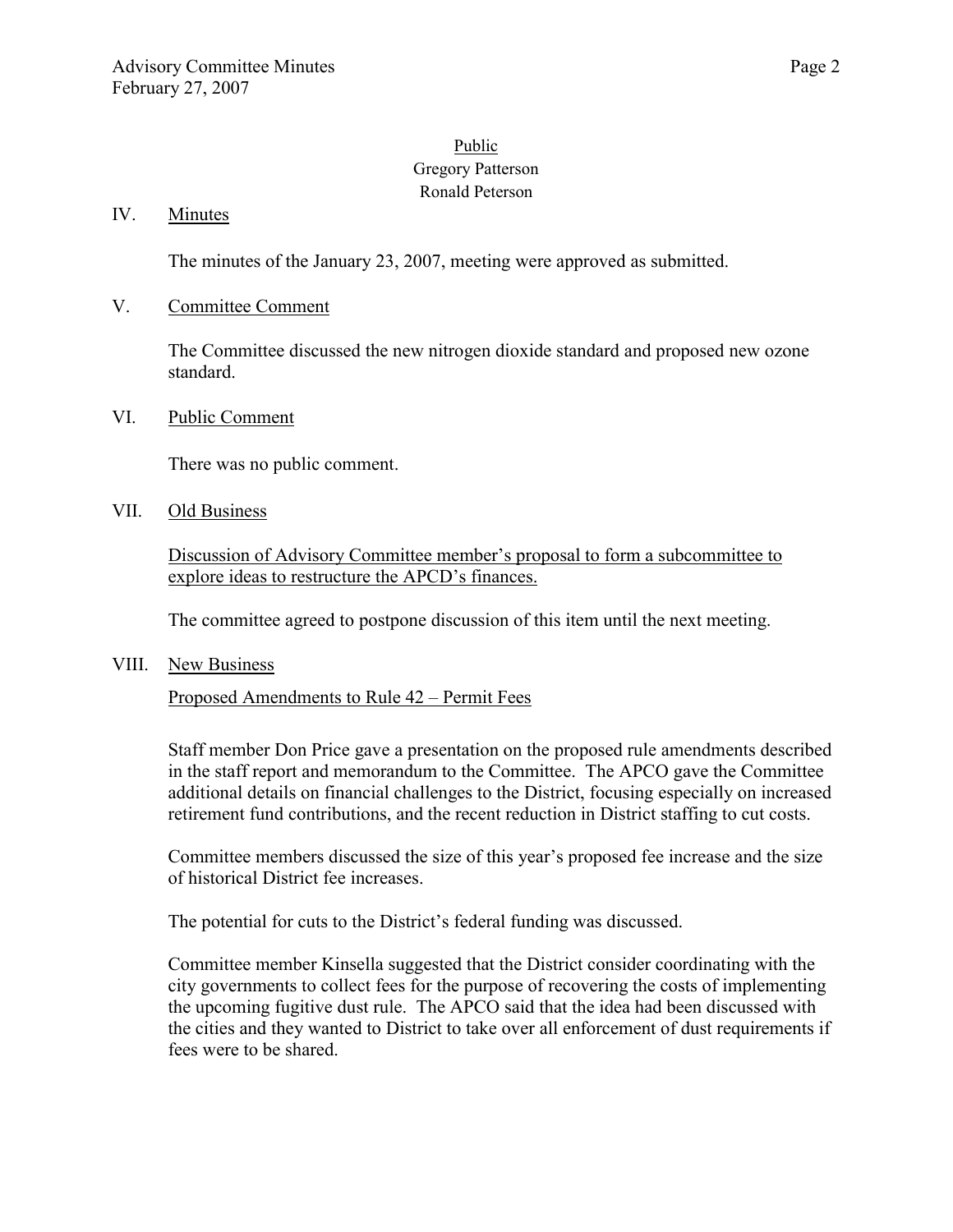Public
Gregory Patterson
Ronald Peterson

IV. Minutes

The minutes of the January 23, 2007, meeting were approved as submitted.

V. Committee Comment

The Committee discussed the new nitrogen dioxide standard and proposed new ozone standard.

VI. Public Comment

There was no public comment.

VII. Old Business

Discussion of Advisory Committee member's proposal to form a subcommittee to explore ideas to restructure the APCD's finances.

The committee agreed to postpone discussion of this item until the next meeting.

VIII. New Business

Proposed Amendments to Rule 42 – Permit Fees

Staff member Don Price gave a presentation on the proposed rule amendments described in the staff report and memorandum to the Committee. The APCO gave the Committee additional details on financial challenges to the District, focusing especially on increased retirement fund contributions, and the recent reduction in District staffing to cut costs.

Committee members discussed the size of this year's proposed fee increase and the size of historical District fee increases.

The potential for cuts to the District's federal funding was discussed.

Committee member Kinsella suggested that the District consider coordinating with the city governments to collect fees for the purpose of recovering the costs of implementing the upcoming fugitive dust rule. The APCO said that the idea had been discussed with the cities and they wanted to District to take over all enforcement of dust requirements if fees were to be shared.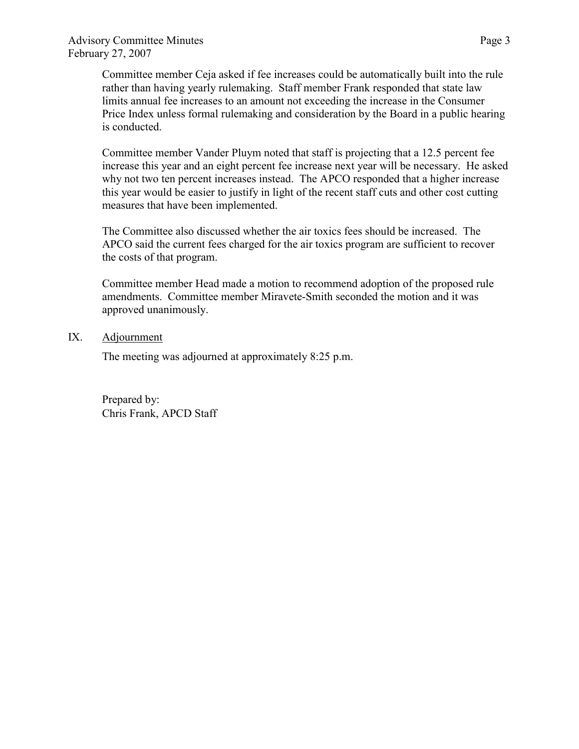Committee member Ceja asked if fee increases could be automatically built into the rule rather than having yearly rulemaking. Staff member Frank responded that state law limits annual fee increases to an amount not exceeding the increase in the Consumer Price Index unless formal rulemaking and consideration by the Board in a public hearing is conducted.

Committee member Vander Pluym noted that staff is projecting that a 12.5 percent fee increase this year and an eight percent fee increase next year will be necessary. He asked why not two ten percent increases instead. The APCO responded that a higher increase this year would be easier to justify in light of the recent staff cuts and other cost cutting measures that have been implemented.

The Committee also discussed whether the air toxics fees should be increased. The APCO said the current fees charged for the air toxics program are sufficient to recover the costs of that program.

Committee member Head made a motion to recommend adoption of the proposed rule amendments. Committee member Miravete-Smith seconded the motion and it was approved unanimously.

IX. Adjournment

The meeting was adjourned at approximately 8:25 p.m.

Prepared by:
Chris Frank, APCD Staff